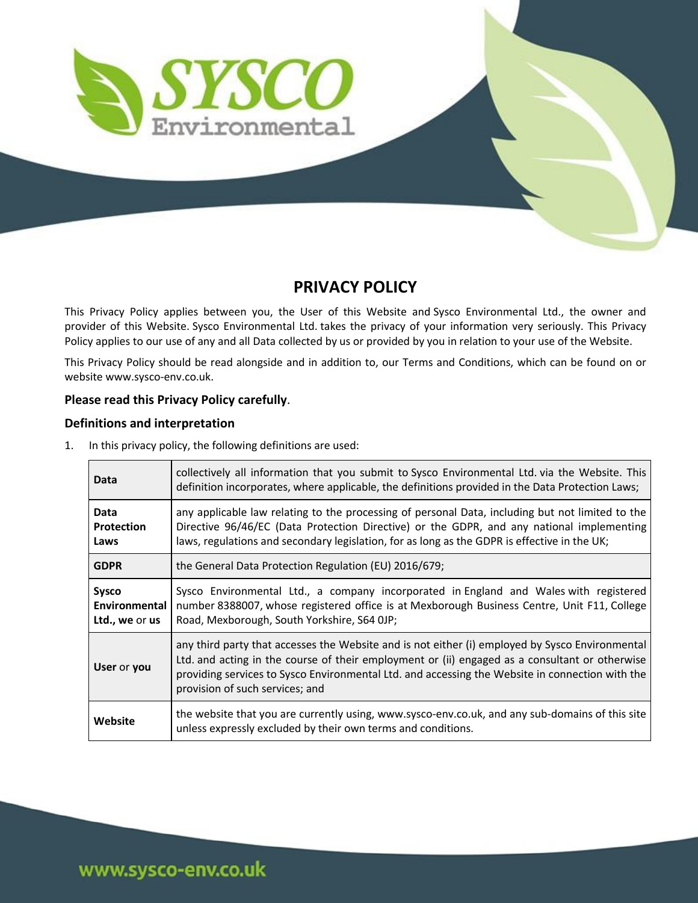# PRIVACY POLICY

This Privacy Policy applies between you, the User of this Website and Sysco Environmental Ltd., the owner and provider of this Website. Sysco Environmental Ltd. takes the privacy of your information very seriously. This Privacy Policy applies to our use of any and all Data collected by us or provided by you in relation to your use of the Website.

This Privacy Policy should be read alongside and in addition to, our Terms and Conditions, which can be found on or website www.sysco-env.co.uk.

### Please read this Privacy Policy carefully.

### Definitions and interpretation

1. In this privacy policy, the following definitions are used:

| | |
|---|---|
| **Data** | collectively all information that you submit to Sysco Environmental Ltd. via the Website. This definition incorporates, where applicable, the definitions provided in the Data Protection Laws; |
| **Data Protection Laws** | any applicable law relating to the processing of personal Data, including but not limited to the Directive 96/46/EC (Data Protection Directive) or the GDPR, and any national implementing laws, regulations and secondary legislation, for as long as the GDPR is effective in the UK; |
| **GDPR** | the General Data Protection Regulation (EU) 2016/679; |
| **Sysco Environmental Ltd., we** or **us** | Sysco Environmental Ltd., a company incorporated in England and Wales with registered number 8388007, whose registered office is at Mexborough Business Centre, Unit F11, College Road, Mexborough, South Yorkshire, S64 0JP; |
| **User** or **you** | any third party that accesses the Website and is not either (i) employed by Sysco Environmental Ltd. and acting in the course of their employment or (ii) engaged as a consultant or otherwise providing services to Sysco Environmental Ltd. and accessing the Website in connection with the provision of such services; and |
| **Website** | the website that you are currently using, www.sysco-env.co.uk, and any sub-domains of this site unless expressly excluded by their own terms and conditions. |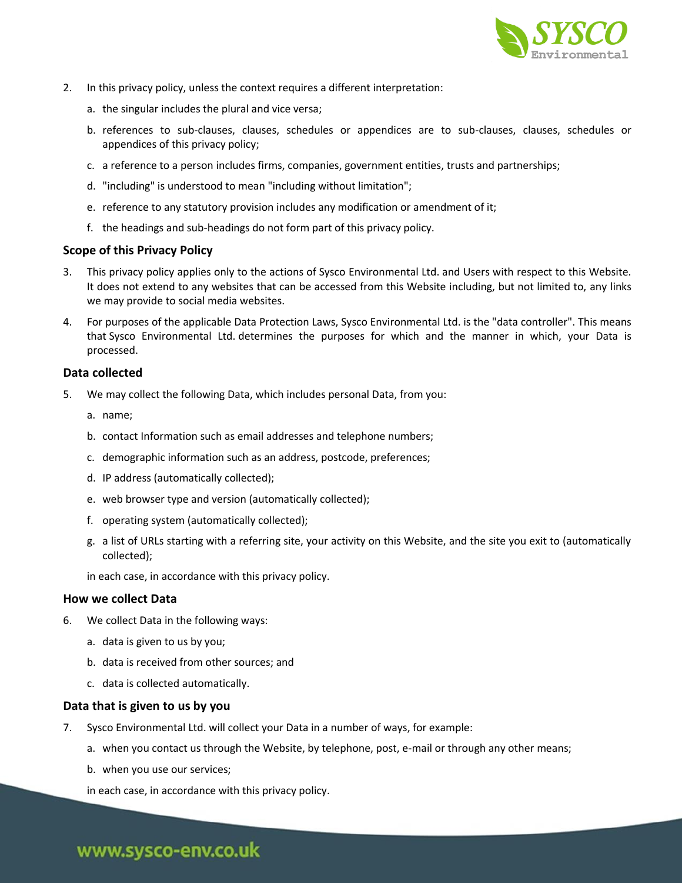2. In this privacy policy, unless the context requires a different interpretation:

   a. the singular includes the plural and vice versa;

   b. references to sub-clauses, clauses, schedules or appendices are to sub-clauses, clauses, schedules or appendices of this privacy policy;

   c. a reference to a person includes firms, companies, government entities, trusts and partnerships;

   d. "including" is understood to mean "including without limitation";

   e. reference to any statutory provision includes any modification or amendment of it;

   f. the headings and sub-headings do not form part of this privacy policy.

### Scope of this Privacy Policy

3. This privacy policy applies only to the actions of Sysco Environmental Ltd. and Users with respect to this Website. It does not extend to any websites that can be accessed from this Website including, but not limited to, any links we may provide to social media websites.

4. For purposes of the applicable Data Protection Laws, Sysco Environmental Ltd. is the "data controller". This means that Sysco Environmental Ltd. determines the purposes for which and the manner in which, your Data is processed.

### Data collected

5. We may collect the following Data, which includes personal Data, from you:

   a. name;

   b. contact Information such as email addresses and telephone numbers;

   c. demographic information such as an address, postcode, preferences;

   d. IP address (automatically collected);

   e. web browser type and version (automatically collected);

   f. operating system (automatically collected);

   g. a list of URLs starting with a referring site, your activity on this Website, and the site you exit to (automatically collected);

   in each case, in accordance with this privacy policy.

### How we collect Data

6. We collect Data in the following ways:

   a. data is given to us by you;

   b. data is received from other sources; and

   c. data is collected automatically.

### Data that is given to us by you

7. Sysco Environmental Ltd. will collect your Data in a number of ways, for example:

   a. when you contact us through the Website, by telephone, post, e-mail or through any other means;

   b. when you use our services;

   in each case, in accordance with this privacy policy.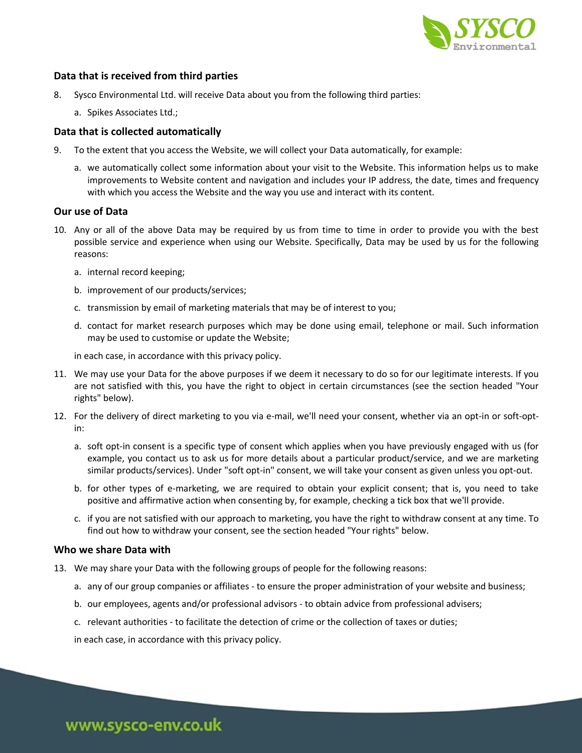### Data that is received from third parties

8. Sysco Environmental Ltd. will receive Data about you from the following third parties:
   a. Spikes Associates Ltd.;

### Data that is collected automatically

9. To the extent that you access the Website, we will collect your Data automatically, for example:
   a. we automatically collect some information about your visit to the Website. This information helps us to make improvements to Website content and navigation and includes your IP address, the date, times and frequency with which you access the Website and the way you use and interact with its content.

### Our use of Data

10. Any or all of the above Data may be required by us from time to time in order to provide you with the best possible service and experience when using our Website. Specifically, Data may be used by us for the following reasons:
    a. internal record keeping;
    b. improvement of our products/services;
    c. transmission by email of marketing materials that may be of interest to you;
    d. contact for market research purposes which may be done using email, telephone or mail. Such information may be used to customise or update the Website;

    in each case, in accordance with this privacy policy.

11. We may use your Data for the above purposes if we deem it necessary to do so for our legitimate interests. If you are not satisfied with this, you have the right to object in certain circumstances (see the section headed "Your rights" below).

12. For the delivery of direct marketing to you via e-mail, we'll need your consent, whether via an opt-in or soft-opt-in:
    a. soft opt-in consent is a specific type of consent which applies when you have previously engaged with us (for example, you contact us to ask us for more details about a particular product/service, and we are marketing similar products/services). Under "soft opt-in" consent, we will take your consent as given unless you opt-out.
    b. for other types of e-marketing, we are required to obtain your explicit consent; that is, you need to take positive and affirmative action when consenting by, for example, checking a tick box that we'll provide.
    c. if you are not satisfied with our approach to marketing, you have the right to withdraw consent at any time. To find out how to withdraw your consent, see the section headed "Your rights" below.

### Who we share Data with

13. We may share your Data with the following groups of people for the following reasons:
    a. any of our group companies or affiliates - to ensure the proper administration of your website and business;
    b. our employees, agents and/or professional advisors - to obtain advice from professional advisers;
    c. relevant authorities - to facilitate the detection of crime or the collection of taxes or duties;

    in each case, in accordance with this privacy policy.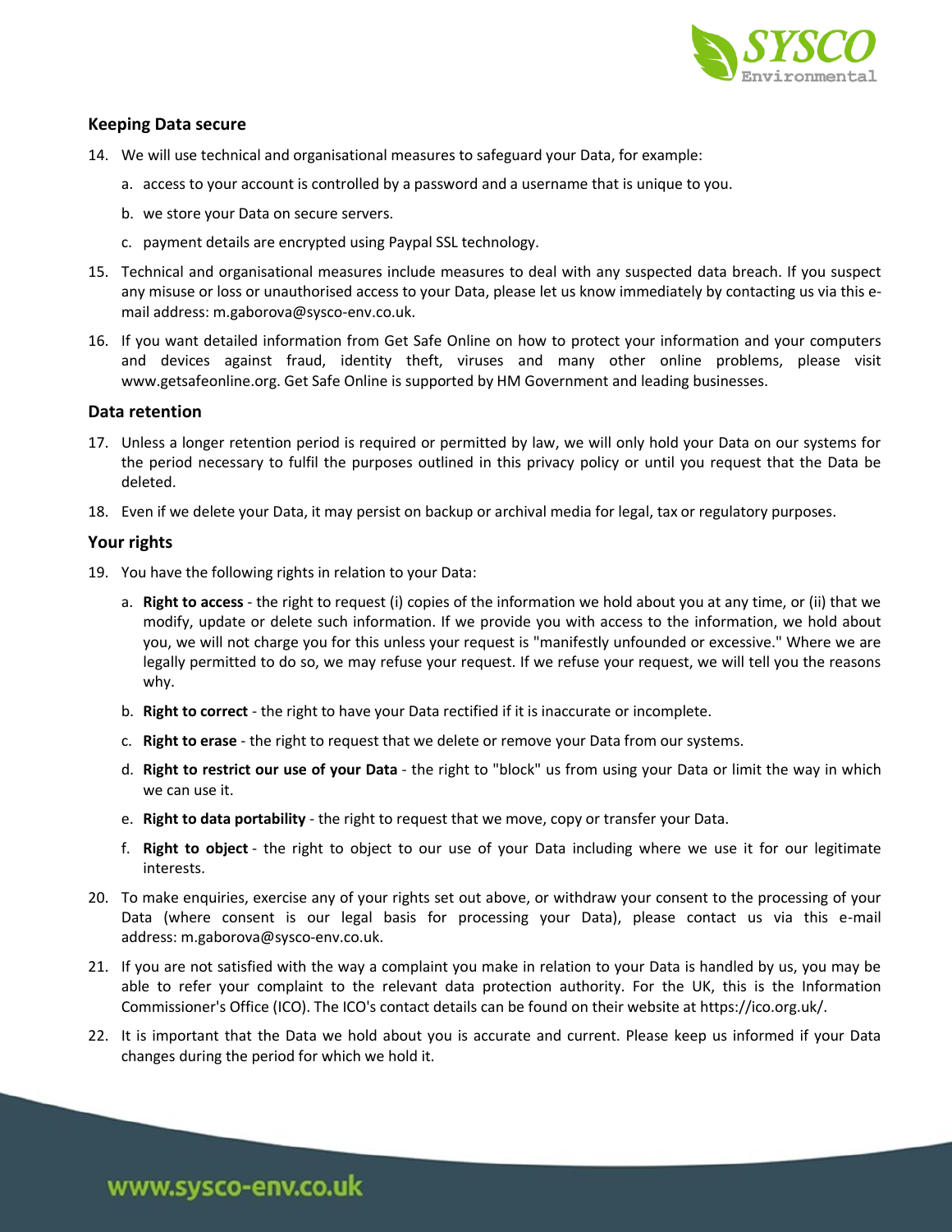## Keeping Data secure

14. We will use technical and organisational measures to safeguard your Data, for example:

    a. access to your account is controlled by a password and a username that is unique to you.

    b. we store your Data on secure servers.

    c. payment details are encrypted using Paypal SSL technology.

15. Technical and organisational measures include measures to deal with any suspected data breach. If you suspect any misuse or loss or unauthorised access to your Data, please let us know immediately by contacting us via this e-mail address: m.gaborova@sysco-env.co.uk.

16. If you want detailed information from Get Safe Online on how to protect your information and your computers and devices against fraud, identity theft, viruses and many other online problems, please visit www.getsafeonline.org. Get Safe Online is supported by HM Government and leading businesses.

## Data retention

17. Unless a longer retention period is required or permitted by law, we will only hold your Data on our systems for the period necessary to fulfil the purposes outlined in this privacy policy or until you request that the Data be deleted.

18. Even if we delete your Data, it may persist on backup or archival media for legal, tax or regulatory purposes.

## Your rights

19. You have the following rights in relation to your Data:

    a. **Right to access** - the right to request (i) copies of the information we hold about you at any time, or (ii) that we modify, update or delete such information. If we provide you with access to the information, we hold about you, we will not charge you for this unless your request is "manifestly unfounded or excessive." Where we are legally permitted to do so, we may refuse your request. If we refuse your request, we will tell you the reasons why.

    b. **Right to correct** - the right to have your Data rectified if it is inaccurate or incomplete.

    c. **Right to erase** - the right to request that we delete or remove your Data from our systems.

    d. **Right to restrict our use of your Data** - the right to "block" us from using your Data or limit the way in which we can use it.

    e. **Right to data portability** - the right to request that we move, copy or transfer your Data.

    f. **Right to object** - the right to object to our use of your Data including where we use it for our legitimate interests.

20. To make enquiries, exercise any of your rights set out above, or withdraw your consent to the processing of your Data (where consent is our legal basis for processing your Data), please contact us via this e-mail address: m.gaborova@sysco-env.co.uk.

21. If you are not satisfied with the way a complaint you make in relation to your Data is handled by us, you may be able to refer your complaint to the relevant data protection authority. For the UK, this is the Information Commissioner's Office (ICO). The ICO's contact details can be found on their website at https://ico.org.uk/.

22. It is important that the Data we hold about you is accurate and current. Please keep us informed if your Data changes during the period for which we hold it.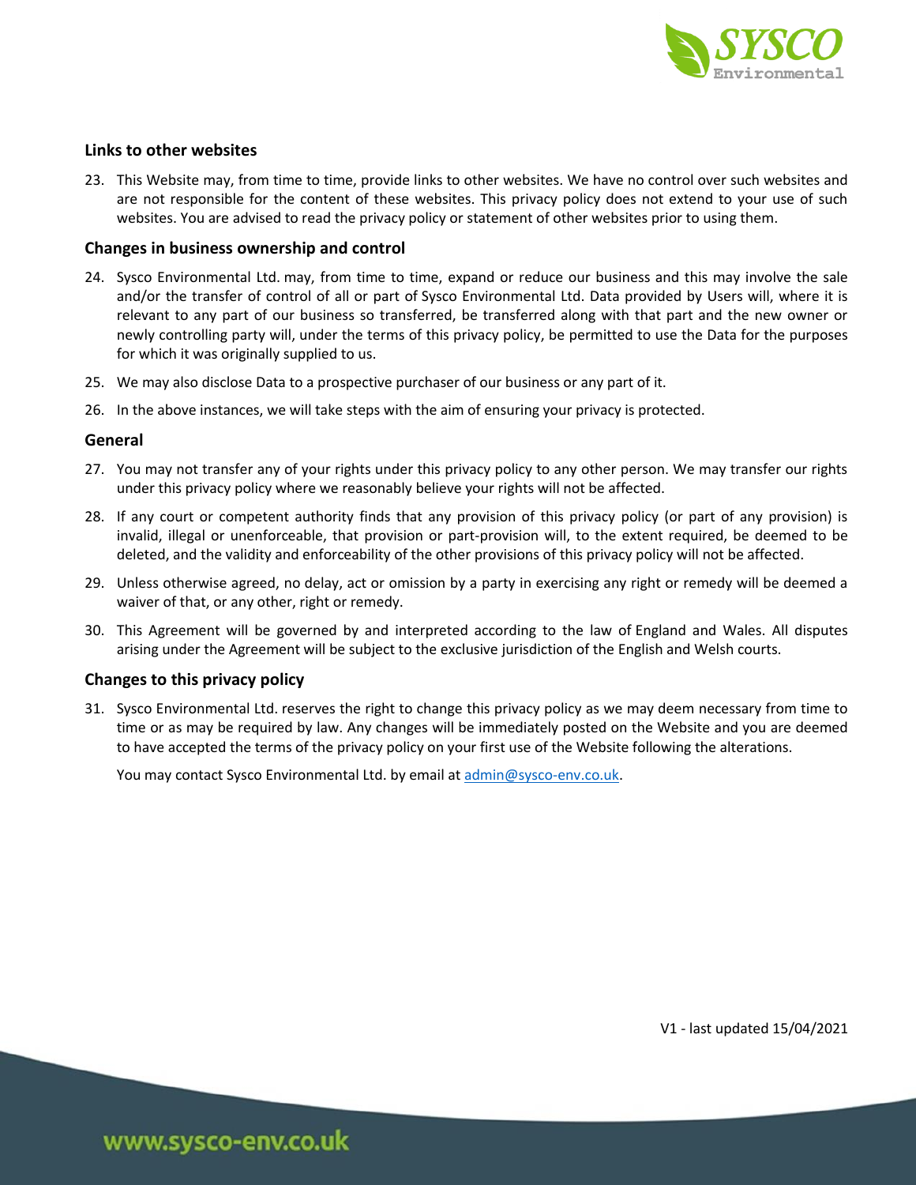## Links to other websites

23. This Website may, from time to time, provide links to other websites. We have no control over such websites and are not responsible for the content of these websites. This privacy policy does not extend to your use of such websites. You are advised to read the privacy policy or statement of other websites prior to using them.

## Changes in business ownership and control

24. Sysco Environmental Ltd. may, from time to time, expand or reduce our business and this may involve the sale and/or the transfer of control of all or part of Sysco Environmental Ltd. Data provided by Users will, where it is relevant to any part of our business so transferred, be transferred along with that part and the new owner or newly controlling party will, under the terms of this privacy policy, be permitted to use the Data for the purposes for which it was originally supplied to us.
25. We may also disclose Data to a prospective purchaser of our business or any part of it.
26. In the above instances, we will take steps with the aim of ensuring your privacy is protected.

## General

27. You may not transfer any of your rights under this privacy policy to any other person. We may transfer our rights under this privacy policy where we reasonably believe your rights will not be affected.
28. If any court or competent authority finds that any provision of this privacy policy (or part of any provision) is invalid, illegal or unenforceable, that provision or part-provision will, to the extent required, be deemed to be deleted, and the validity and enforceability of the other provisions of this privacy policy will not be affected.
29. Unless otherwise agreed, no delay, act or omission by a party in exercising any right or remedy will be deemed a waiver of that, or any other, right or remedy.
30. This Agreement will be governed by and interpreted according to the law of England and Wales. All disputes arising under the Agreement will be subject to the exclusive jurisdiction of the English and Welsh courts.

## Changes to this privacy policy

31. Sysco Environmental Ltd. reserves the right to change this privacy policy as we may deem necessary from time to time or as may be required by law. Any changes will be immediately posted on the Website and you are deemed to have accepted the terms of the privacy policy on your first use of the Website following the alterations.

    You may contact Sysco Environmental Ltd. by email at admin@sysco-env.co.uk.

V1 - last updated 15/04/2021